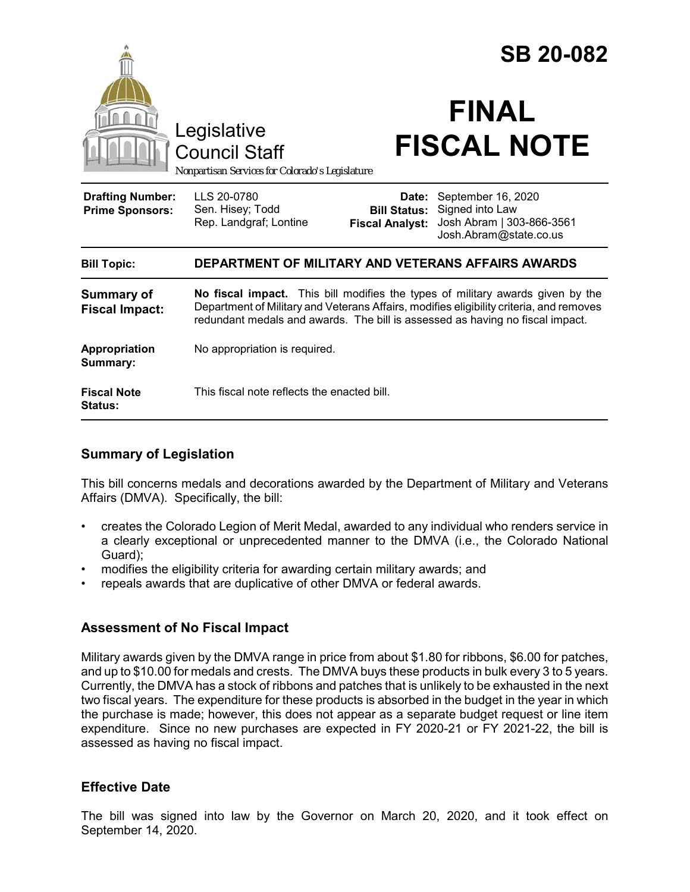# SB 20-082

Legislative Council Staff

*Nonpartisan Services for Colorado's Legislature*

# FINAL FISCAL NOTE

| | | | |
|---|---|---|---|
| **Drafting Number:** | LLS 20-0780 | **Date:** | September 16, 2020 |
| **Prime Sponsors:** | Sen. Hisey; Todd<br>Rep. Landgraf; Lontine | **Bill Status:** | Signed into Law |
| | | **Fiscal Analyst:** | Josh Abram \| 303-866-3561<br>Josh.Abram@state.co.us |

| | |
|---|---|
| **Bill Topic:** | **DEPARTMENT OF MILITARY AND VETERANS AFFAIRS AWARDS** |
| **Summary of Fiscal Impact:** | **No fiscal impact.** This bill modifies the types of military awards given by the Department of Military and Veterans Affairs, modifies eligibility criteria, and removes redundant medals and awards. The bill is assessed as having no fiscal impact. |
| **Appropriation Summary:** | No appropriation is required. |
| **Fiscal Note Status:** | This fiscal note reflects the enacted bill. |

## Summary of Legislation

This bill concerns medals and decorations awarded by the Department of Military and Veterans Affairs (DMVA). Specifically, the bill:

- creates the Colorado Legion of Merit Medal, awarded to any individual who renders service in a clearly exceptional or unprecedented manner to the DMVA (i.e., the Colorado National Guard);
- modifies the eligibility criteria for awarding certain military awards; and
- repeals awards that are duplicative of other DMVA or federal awards.

## Assessment of No Fiscal Impact

Military awards given by the DMVA range in price from about $1.80 for ribbons, $6.00 for patches, and up to $10.00 for medals and crests. The DMVA buys these products in bulk every 3 to 5 years. Currently, the DMVA has a stock of ribbons and patches that is unlikely to be exhausted in the next two fiscal years. The expenditure for these products is absorbed in the budget in the year in which the purchase is made; however, this does not appear as a separate budget request or line item expenditure. Since no new purchases are expected in FY 2020-21 or FY 2021-22, the bill is assessed as having no fiscal impact.

## Effective Date

The bill was signed into law by the Governor on March 20, 2020, and it took effect on September 14, 2020.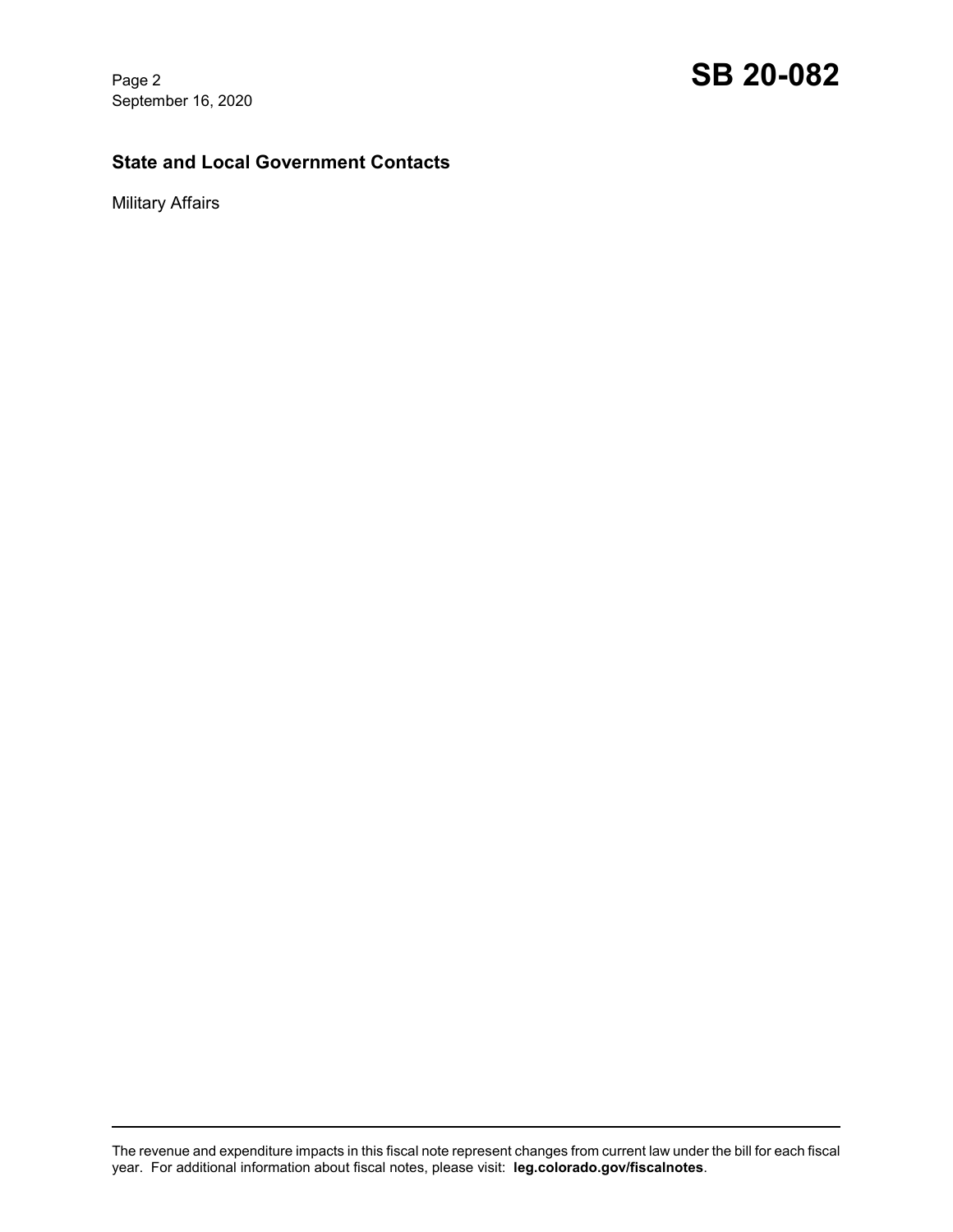## State and Local Government Contacts

Military Affairs

The revenue and expenditure impacts in this fiscal note represent changes from current law under the bill for each fiscal year. For additional information about fiscal notes, please visit: **leg.colorado.gov/fiscalnotes**.